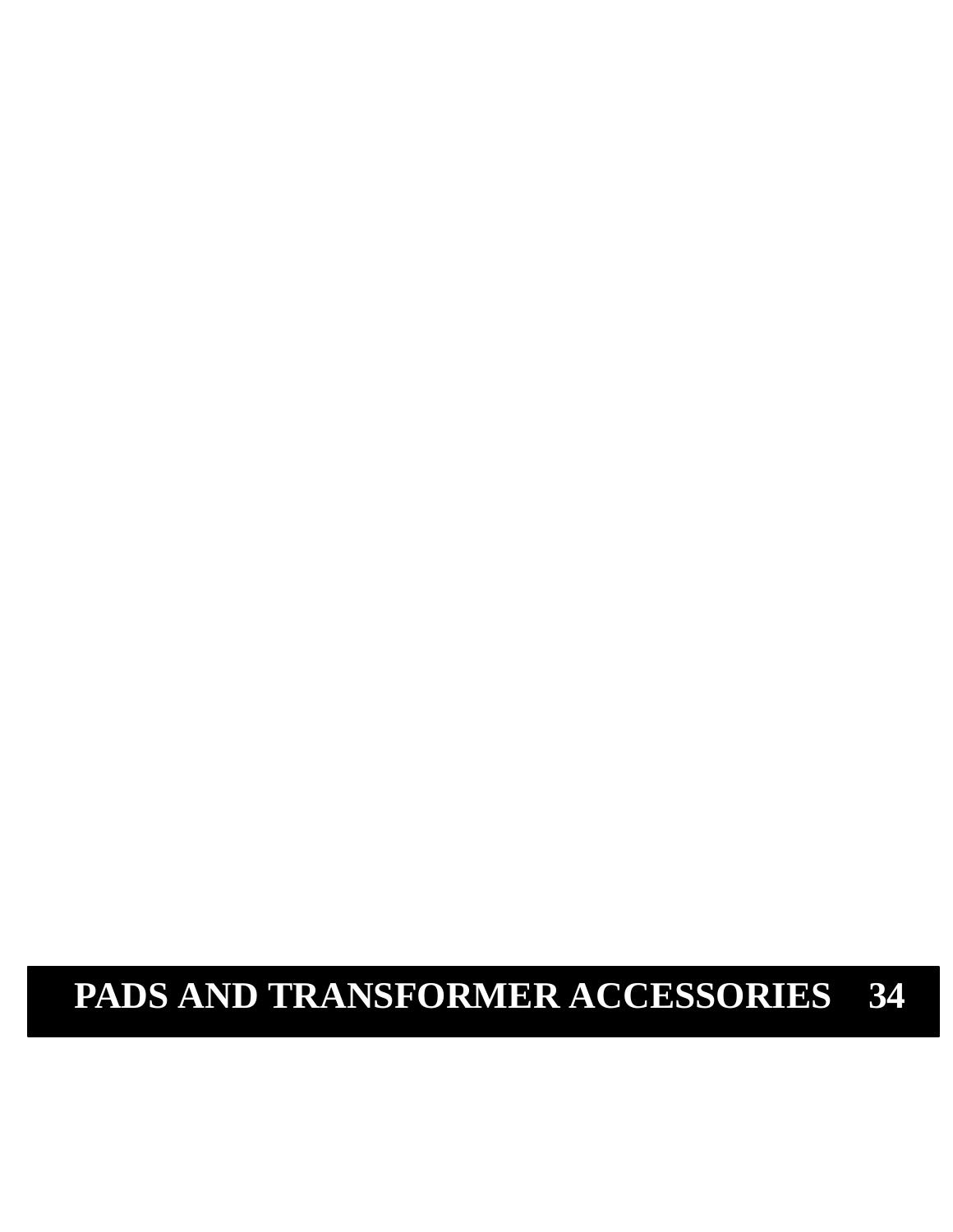# PADS AND TRANSFORMER ACCESSORIES 34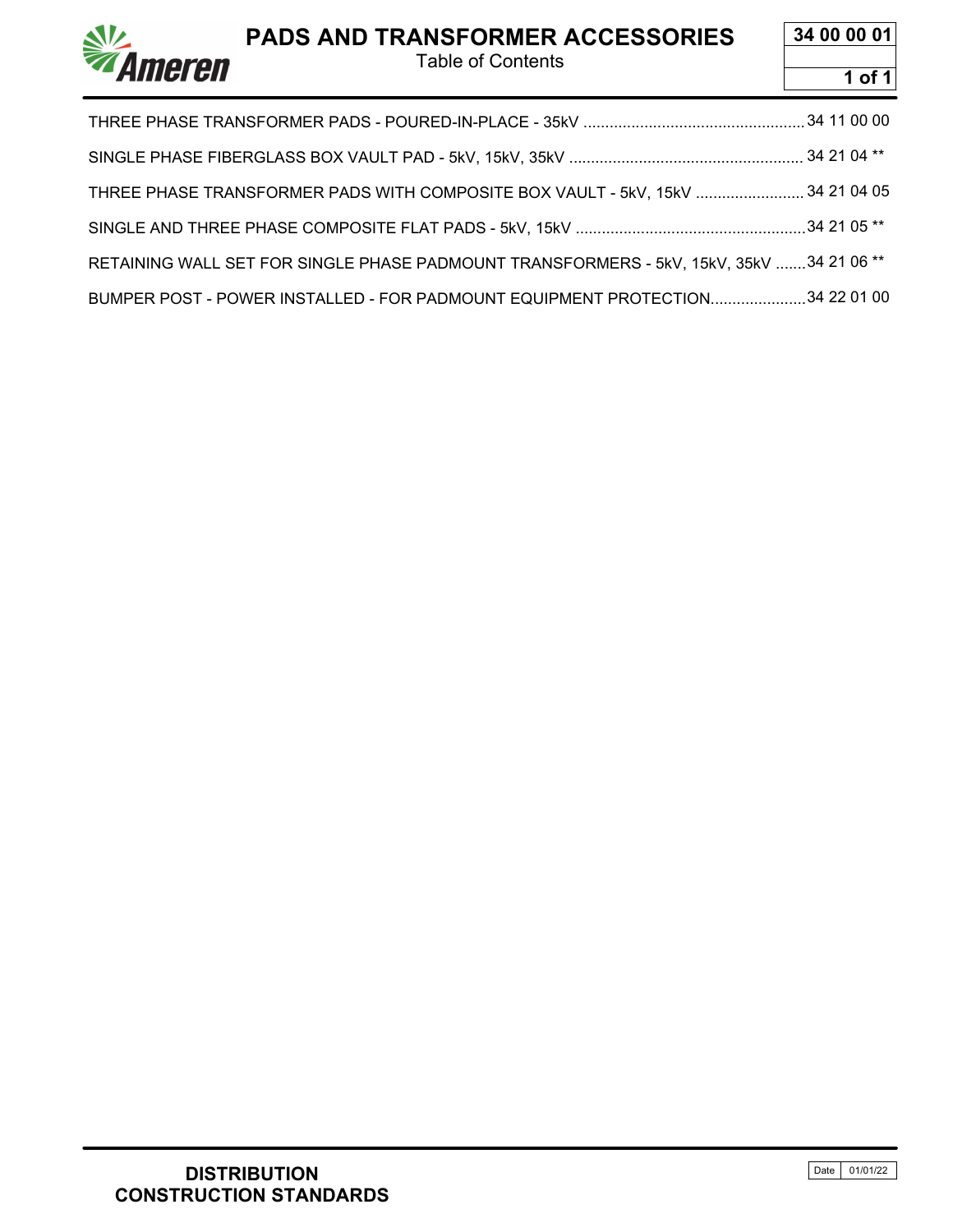# PADS AND TRANSFORMER ACCESSORIES

Table of Contents

| | |
|---|---|
| THREE PHASE TRANSFORMER PADS - POURED-IN-PLACE - 35kV | 34 11 00 00 |
| SINGLE PHASE FIBERGLASS BOX VAULT PAD - 5kV, 15kV, 35kV | 34 21 04 ** |
| THREE PHASE TRANSFORMER PADS WITH COMPOSITE BOX VAULT - 5kV, 15kV | 34 21 04 05 |
| SINGLE AND THREE PHASE COMPOSITE FLAT PADS - 5kV, 15kV | 34 21 05 ** |
| RETAINING WALL SET FOR SINGLE PHASE PADMOUNT TRANSFORMERS - 5kV, 15kV, 35kV | 34 21 06 ** |
| BUMPER POST - POWER INSTALLED - FOR PADMOUNT EQUIPMENT PROTECTION | 34 22 01 00 |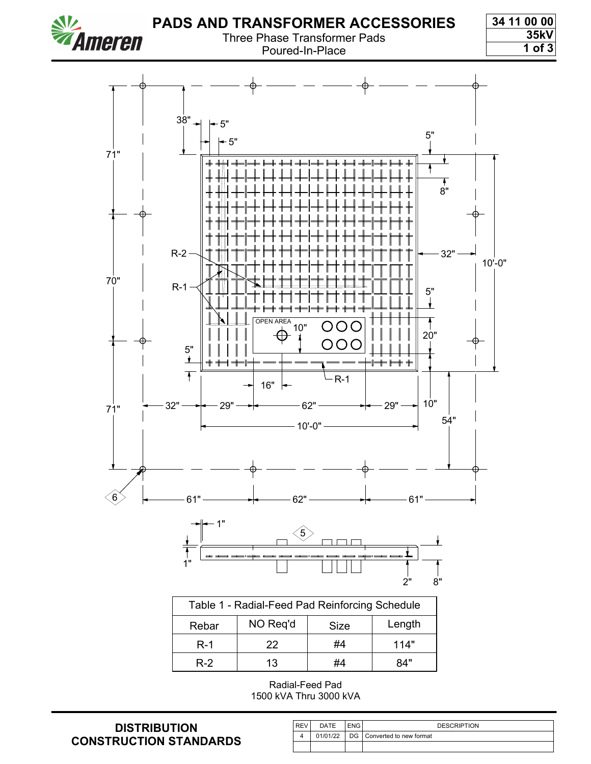# PADS AND TRANSFORMER ACCESSORIES

Three Phase Transformer Pads
Poured-In-Place

34 11 00 00
35kV

38" 5" 5" 5" 8" 71" R-2 32" 10'-0" 70" R-1 5" OPEN AREA 10" 20" 5" 16" R-1 32" 29" 62" 29" 10" 54" 71" 10'-0" 6 61" 62" 61"

1" 5 1" 2" 8"

| Table 1 - Radial-Feed Pad Reinforcing Schedule | | | |
|---|---|---|---|
| Rebar | NO Req'd | Size | Length |
| R-1 | 22 | #4 | 114" |
| R-2 | 13 | #4 | 84" |

Radial-Feed Pad
1500 kVA Thru 3000 kVA

**DISTRIBUTION CONSTRUCTION STANDARDS**

| REV | DATE | ENG | DESCRIPTION |
|---|---|---|---|
| 4 | 01/01/22 | DG | Converted to new format |
| | | | |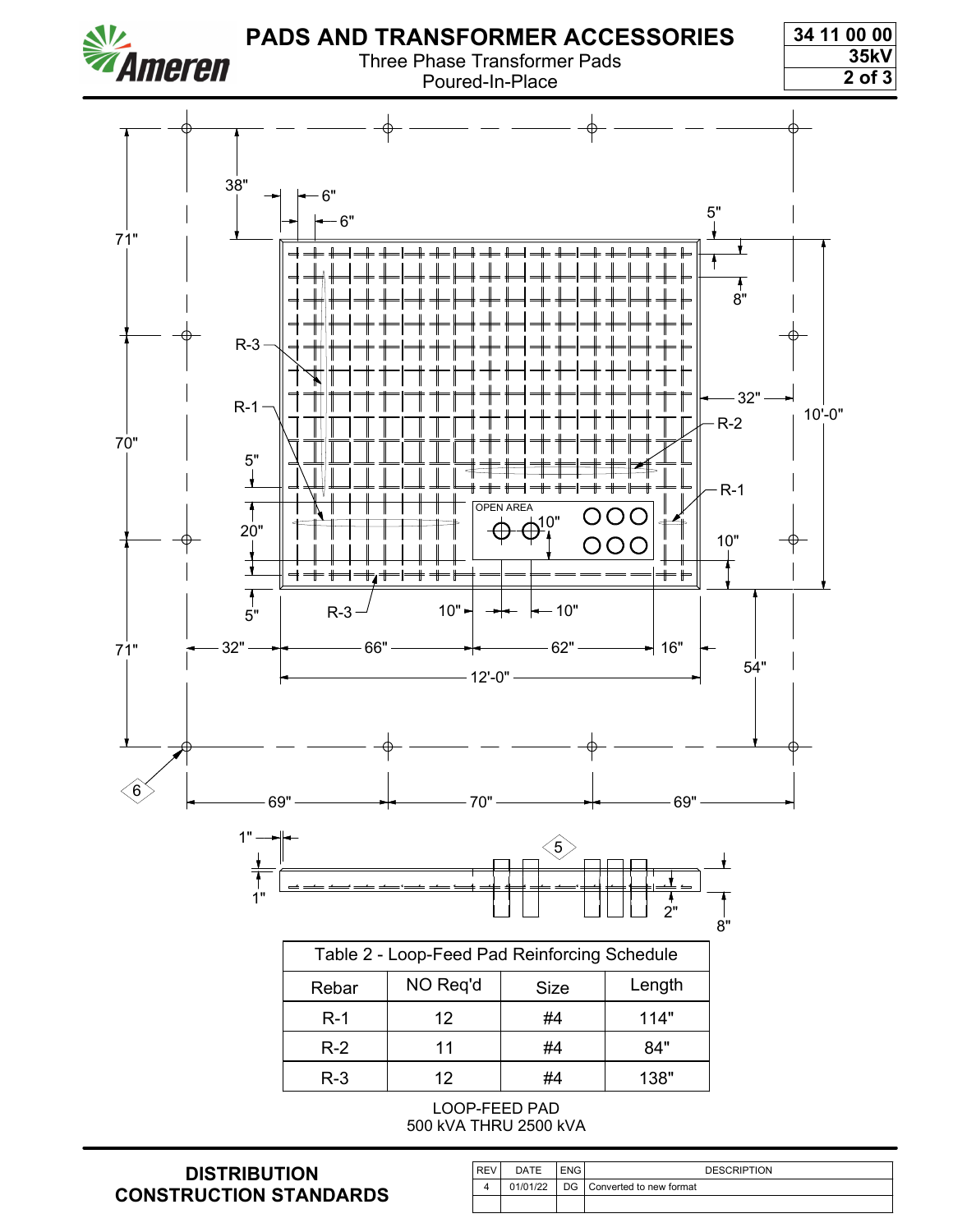# PADS AND TRANSFORMER ACCESSORIES

Three Phase Transformer Pads
Poured-In-Place

34 11 00 00
35kV

38" 6" 6" 5" 8" 71" R-3 R-1 32" R-2 10'-0" 70" 5" R-1 OPEN AREA 10" 20" 10" 5" R-3 10" 10" 71" 32" 66" 62" 16" 54" 12'-0" 6 69" 70" 69"

1" 1" 5 2" 8"

| Table 2 - Loop-Feed Pad Reinforcing Schedule | | | |
|---|---|---|---|
| Rebar | NO Req'd | Size | Length |
| R-1 | 12 | #4 | 114" |
| R-2 | 11 | #4 | 84" |
| R-3 | 12 | #4 | 138" |

LOOP-FEED PAD
500 kVA THRU 2500 kVA

**DISTRIBUTION CONSTRUCTION STANDARDS**

| REV | DATE | ENG | DESCRIPTION |
|---|---|---|---|
| 4 | 01/01/22 | DG | Converted to new format |
| | | | |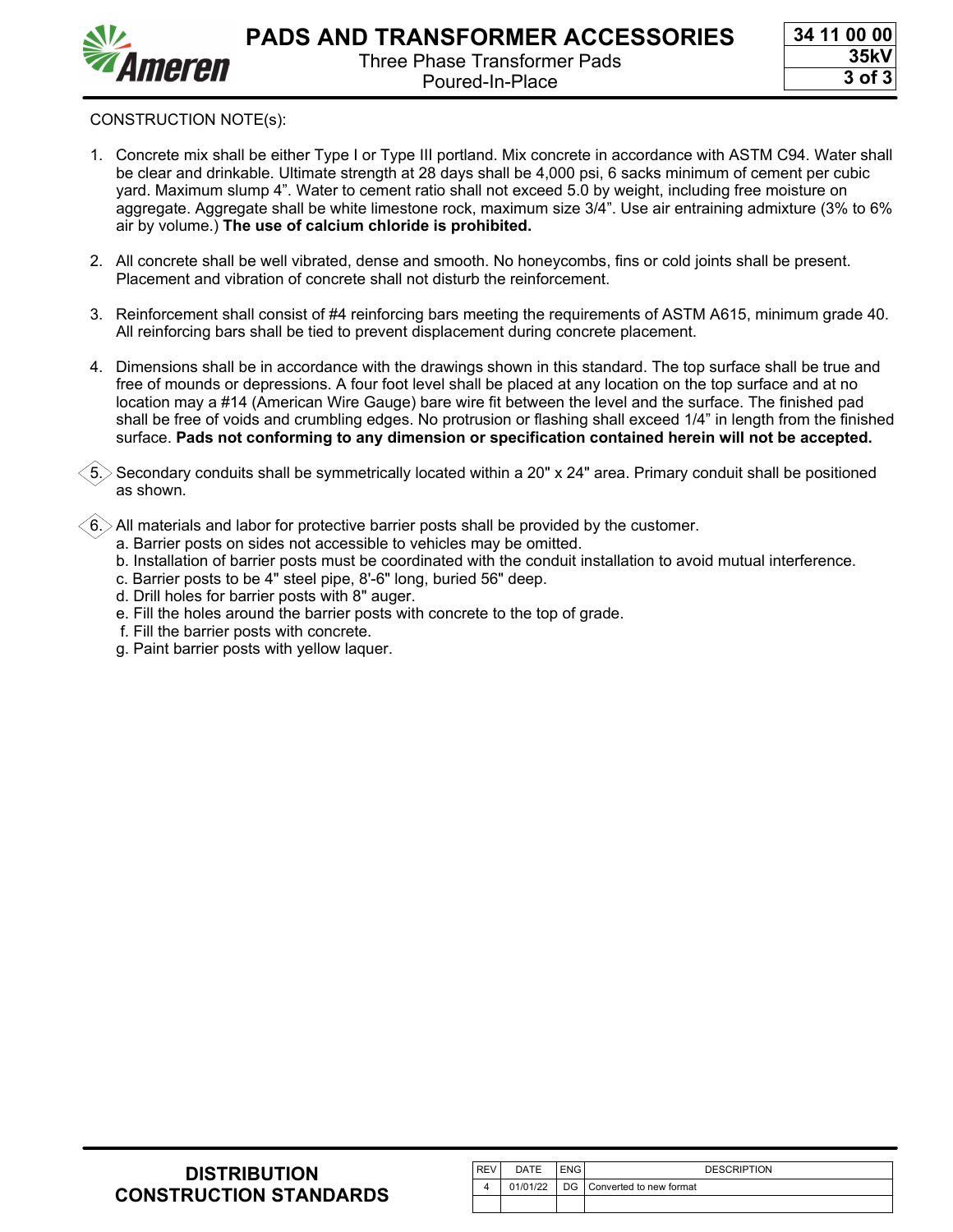CONSTRUCTION NOTE(s):

1. Concrete mix shall be either Type I or Type III portland. Mix concrete in accordance with ASTM C94. Water shall be clear and drinkable. Ultimate strength at 28 days shall be 4,000 psi, 6 sacks minimum of cement per cubic yard. Maximum slump 4”. Water to cement ratio shall not exceed 5.0 by weight, including free moisture on aggregate. Aggregate shall be white limestone rock, maximum size 3/4”. Use air entraining admixture (3% to 6% air by volume.) **The use of calcium chloride is prohibited.**

2. All concrete shall be well vibrated, dense and smooth. No honeycombs, fins or cold joints shall be present. Placement and vibration of concrete shall not disturb the reinforcement.

3. Reinforcement shall consist of #4 reinforcing bars meeting the requirements of ASTM A615, minimum grade 40. All reinforcing bars shall be tied to prevent displacement during concrete placement.

4. Dimensions shall be in accordance with the drawings shown in this standard. The top surface shall be true and free of mounds or depressions. A four foot level shall be placed at any location on the top surface and at no location may a #14 (American Wire Gauge) bare wire fit between the level and the surface. The finished pad shall be free of voids and crumbling edges. No protrusion or flashing shall exceed 1/4” in length from the finished surface. **Pads not conforming to any dimension or specification contained herein will not be accepted.**

5. Secondary conduits shall be symmetrically located within a 20" x 24" area. Primary conduit shall be positioned as shown.

6. All materials and labor for protective barrier posts shall be provided by the customer.
   a. Barrier posts on sides not accessible to vehicles may be omitted.
   b. Installation of barrier posts must be coordinated with the conduit installation to avoid mutual interference.
   c. Barrier posts to be 4" steel pipe, 8'-6" long, buried 56" deep.
   d. Drill holes for barrier posts with 8" auger.
   e. Fill the holes around the barrier posts with concrete to the top of grade.
   f. Fill the barrier posts with concrete.
   g. Paint barrier posts with yellow laquer.

| REV | DATE | ENG | DESCRIPTION |
|---|---|---|---|
| 4 | 01/01/22 | DG | Converted to new format |
| | | | |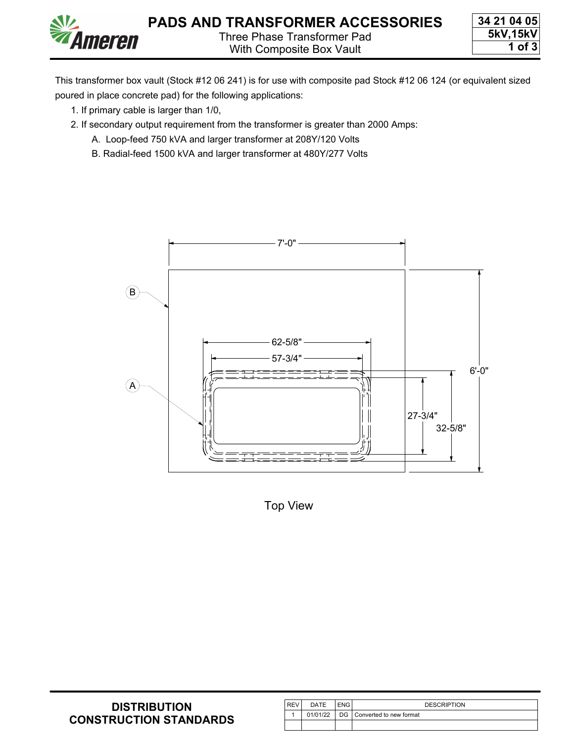# PADS AND TRANSFORMER ACCESSORIES

Three Phase Transformer Pad
With Composite Box Vault

34 21 04 05
5kV,15kV

This transformer box vault (Stock #12 06 241) is for use with composite pad Stock #12 06 124 (or equivalent sized poured in place concrete pad) for the following applications:

1. If primary cable is larger than 1/0,
2. If secondary output requirement from the transformer is greater than 2000 Amps:
   - A. Loop-feed 750 kVA and larger transformer at 208Y/120 Volts
   - B. Radial-feed 1500 kVA and larger transformer at 480Y/277 Volts

7'-0"

B

62-5/8"

57-3/4"

6'-0"

A

27-3/4"

32-5/8"

Top View

**DISTRIBUTION CONSTRUCTION STANDARDS**

| REV | DATE | ENG | DESCRIPTION |
|---|---|---|---|
| 1 | 01/01/22 | DG | Converted to new format |
| | | | |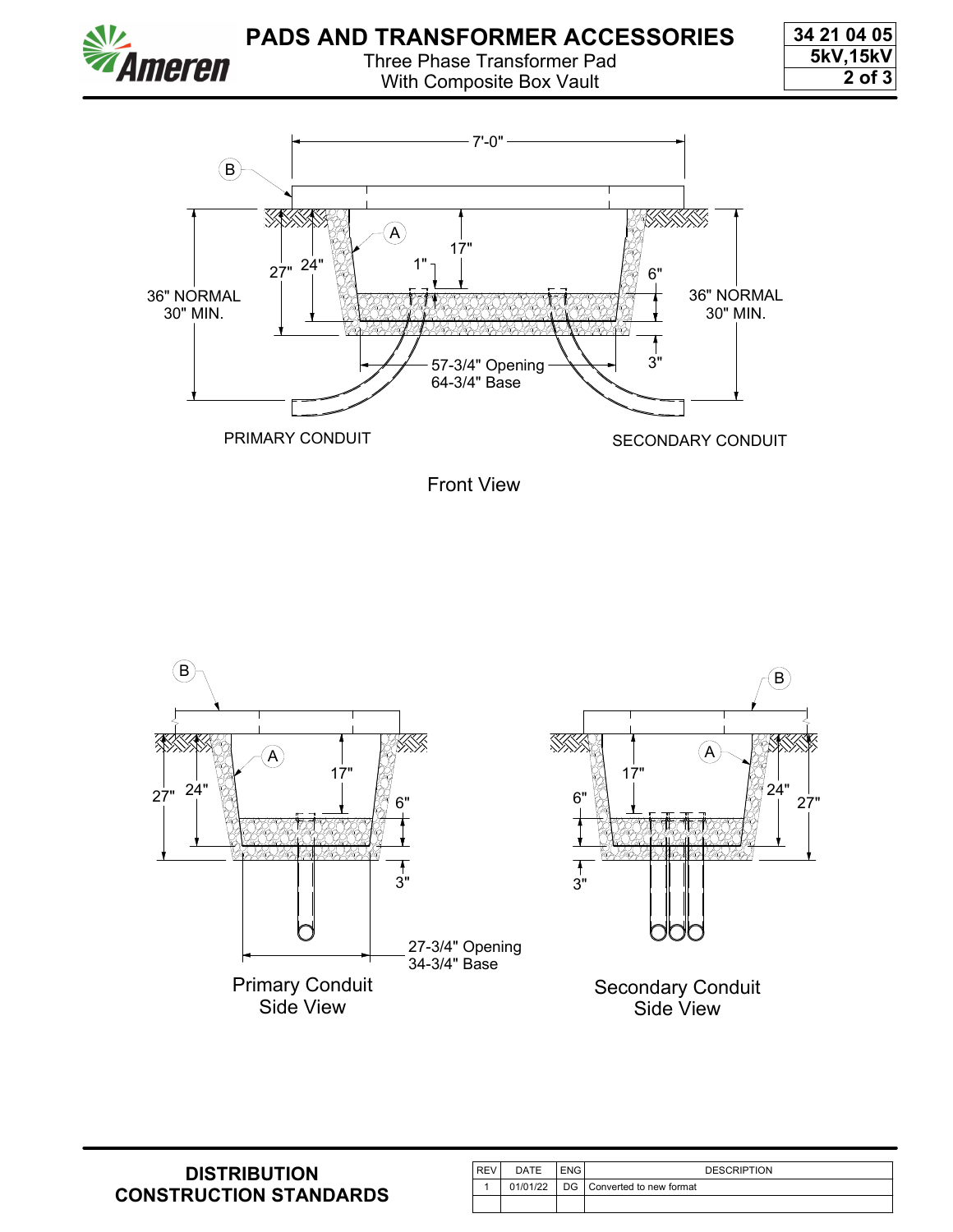# PADS AND TRANSFORMER ACCESSORIES

Three Phase Transformer Pad
With Composite Box Vault

34 21 04 05
5kV,15kV

7'-0"

B

A

17"

1"

6"

27"

24"

36" NORMAL
30" MIN.

36" NORMAL
30" MIN.

3"

57-3/4" Opening
64-3/4" Base

PRIMARY CONDUIT

SECONDARY CONDUIT

Front View

B

A

17"

27"

24"

6"

3"

27-3/4" Opening
34-3/4" Base

Primary Conduit
Side View

B

A

17"

6"

24"

27"

3"

Secondary Conduit
Side View

**DISTRIBUTION CONSTRUCTION STANDARDS**

| REV | DATE | ENG | DESCRIPTION |
| --- | --- | --- | --- |
| 1 | 01/01/22 | DG | Converted to new format |
| | | | |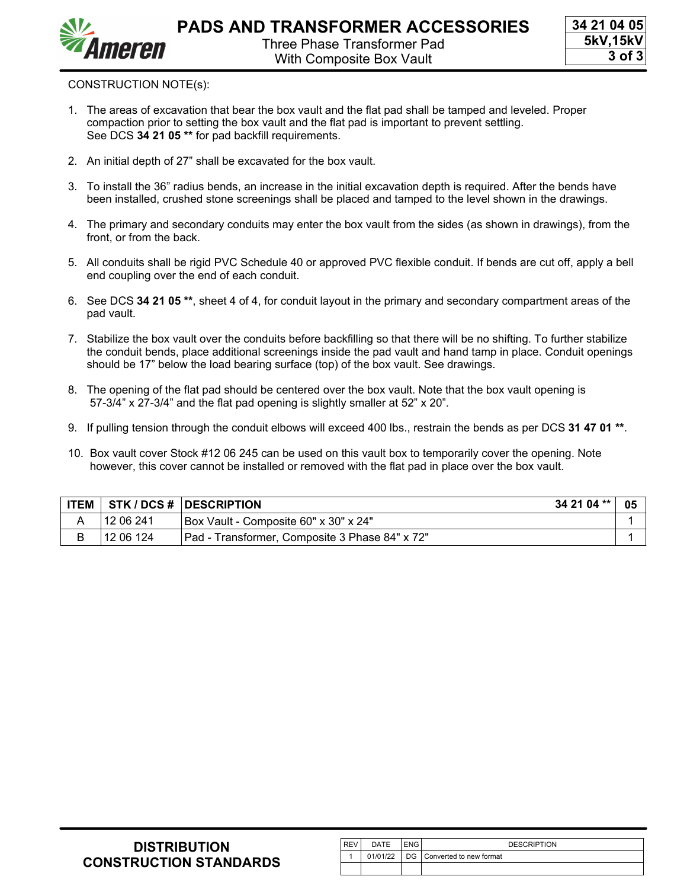CONSTRUCTION NOTE(s):

1. The areas of excavation that bear the box vault and the flat pad shall be tamped and leveled. Proper compaction prior to setting the box vault and the flat pad is important to prevent settling. See DCS **34 21 05 \*\*** for pad backfill requirements.

2. An initial depth of 27" shall be excavated for the box vault.

3. To install the 36" radius bends, an increase in the initial excavation depth is required. After the bends have been installed, crushed stone screenings shall be placed and tamped to the level shown in the drawings.

4. The primary and secondary conduits may enter the box vault from the sides (as shown in drawings), from the front, or from the back.

5. All conduits shall be rigid PVC Schedule 40 or approved PVC flexible conduit. If bends are cut off, apply a bell end coupling over the end of each conduit.

6. See DCS **34 21 05 \*\***, sheet 4 of 4, for conduit layout in the primary and secondary compartment areas of the pad vault.

7. Stabilize the box vault over the conduits before backfilling so that there will be no shifting. To further stabilize the conduit bends, place additional screenings inside the pad vault and hand tamp in place. Conduit openings should be 17" below the load bearing surface (top) of the box vault. See drawings.

8. The opening of the flat pad should be centered over the box vault. Note that the box vault opening is 57-3/4" x 27-3/4" and the flat pad opening is slightly smaller at 52" x 20".

9. If pulling tension through the conduit elbows will exceed 400 lbs., restrain the bends as per DCS **31 47 01 \*\***.

10. Box vault cover Stock #12 06 245 can be used on this vault box to temporarily cover the opening. Note however, this cover cannot be installed or removed with the flat pad in place over the box vault.

| ITEM | STK / DCS # | DESCRIPTION 34 21 04 ** | 05 |
|---|---|---|---|
| A | 12 06 241 | Box Vault - Composite 60" x 30" x 24" | 1 |
| B | 12 06 124 | Pad - Transformer, Composite 3 Phase 84" x 72" | 1 |

| REV | DATE | ENG | DESCRIPTION |
|---|---|---|---|
| 1 | 01/01/22 | DG | Converted to new format |
| | | | |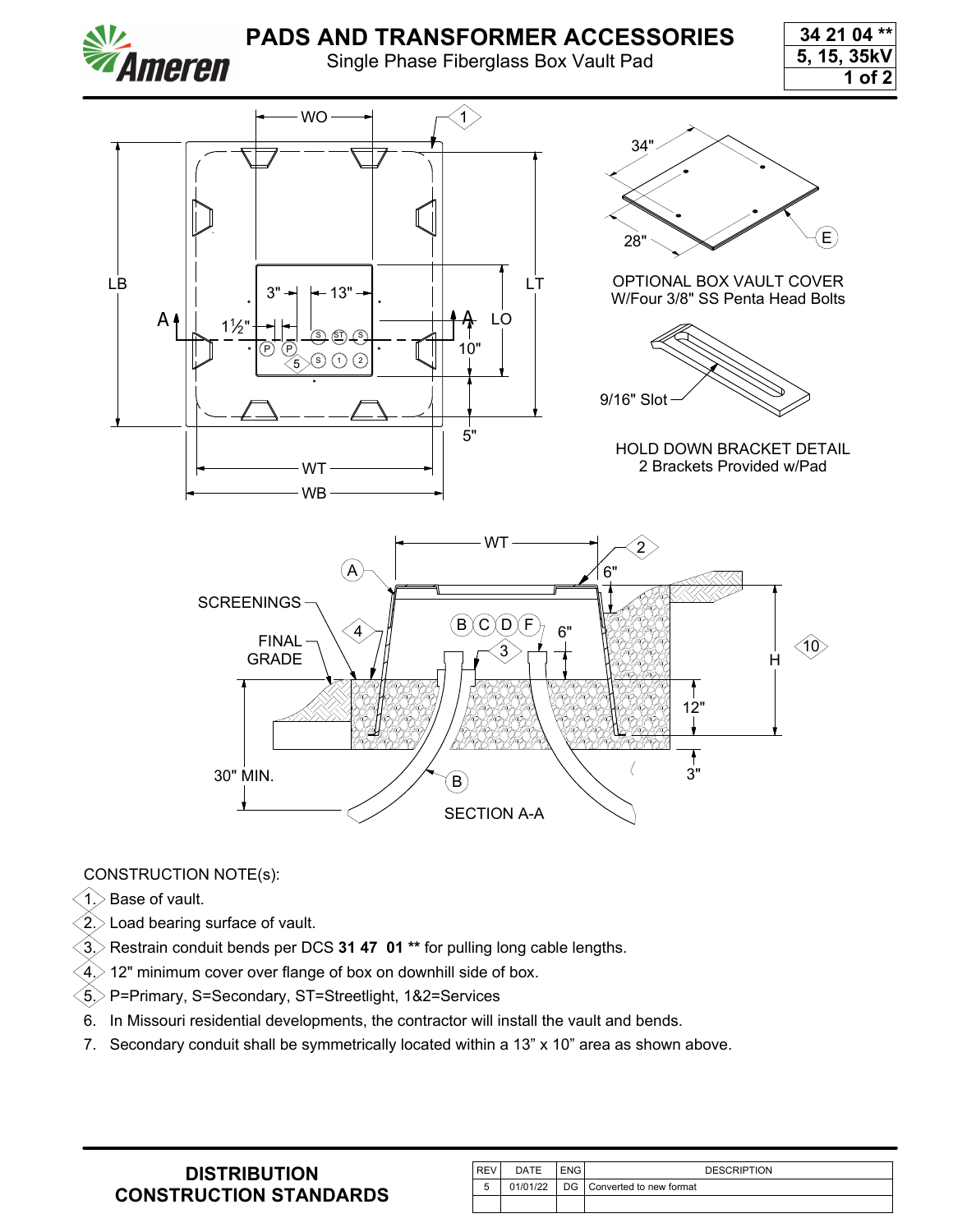# PADS AND TRANSFORMER ACCESSORIES

Single Phase Fiberglass Box Vault Pad

34 21 04 **
5, 15, 35kV

OPTIONAL BOX VAULT COVER
W/Four 3/8" SS Penta Head Bolts

HOLD DOWN BRACKET DETAIL
2 Brackets Provided w/Pad

SECTION A-A

CONSTRUCTION NOTE(s):

1. Base of vault.
2. Load bearing surface of vault.
3. Restrain conduit bends per DCS **31 47 01 **** for pulling long cable lengths.
4. 12" minimum cover over flange of box on downhill side of box.
5. P=Primary, S=Secondary, ST=Streetlight, 1&2=Services
6. In Missouri residential developments, the contractor will install the vault and bends.
7. Secondary conduit shall be symmetrically located within a 13" x 10" area as shown above.

**DISTRIBUTION CONSTRUCTION STANDARDS**

| REV | DATE | ENG | DESCRIPTION |
|---|---|---|---|
| 5 | 01/01/22 | DG | Converted to new format |
| | | | |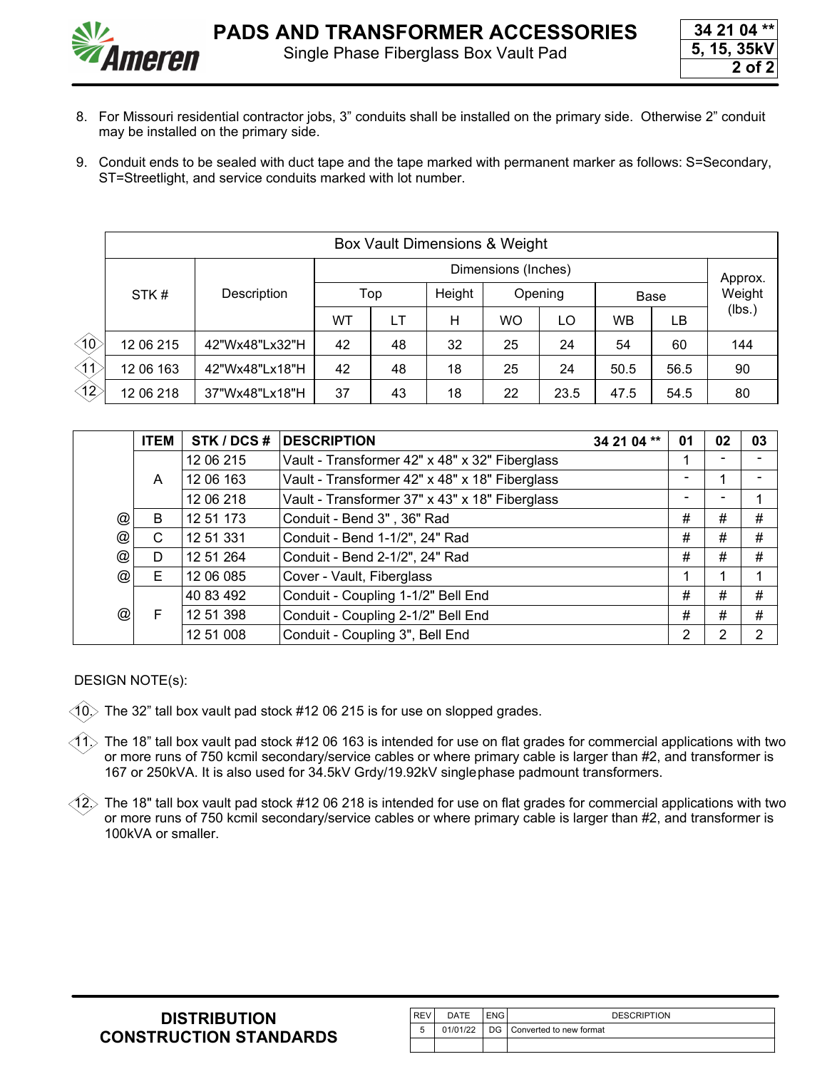8. For Missouri residential contractor jobs, 3" conduits shall be installed on the primary side. Otherwise 2" conduit may be installed on the primary side.

9. Conduit ends to be sealed with duct tape and the tape marked with permanent marker as follows: S=Secondary, ST=Streetlight, and service conduits marked with lot number.

| | Box Vault Dimensions & Weight | | | | | | | | | |
|---|---|---|---|---|---|---|---|---|---|---|
| | STK # | Description | Dimensions (Inches) | | | | | | | Approx. Weight (lbs.) |
| | | | Top | | Height | Opening | | Base | | |
| | | | WT | LT | H | WO | LO | WB | LB | |
| ⟨10⟩ | 12 06 215 | 42"Wx48"Lx32"H | 42 | 48 | 32 | 25 | 24 | 54 | 60 | 144 |
| ⟨11⟩ | 12 06 163 | 42"Wx48"Lx18"H | 42 | 48 | 18 | 25 | 24 | 50.5 | 56.5 | 90 |
| ⟨12⟩ | 12 06 218 | 37"Wx48"Lx18"H | 37 | 43 | 18 | 22 | 23.5 | 47.5 | 54.5 | 80 |

| | ITEM | STK / DCS # | DESCRIPTION 34 21 04 ** | 01 | 02 | 03 |
|---|---|---|---|---|---|---|
| | A | 12 06 215 | Vault - Transformer 42" x 48" x 32" Fiberglass | 1 | - | - |
| | | 12 06 163 | Vault - Transformer 42" x 48" x 18" Fiberglass | - | 1 | - |
| | | 12 06 218 | Vault - Transformer 37" x 43" x 18" Fiberglass | - | - | 1 |
| @ | B | 12 51 173 | Conduit - Bend 3" , 36" Rad | # | # | # |
| @ | C | 12 51 331 | Conduit - Bend 1-1/2", 24" Rad | # | # | # |
| @ | D | 12 51 264 | Conduit - Bend 2-1/2", 24" Rad | # | # | # |
| @ | E | 12 06 085 | Cover - Vault, Fiberglass | 1 | 1 | 1 |
| @ | F | 40 83 492 | Conduit - Coupling 1-1/2" Bell End | # | # | # |
| | | 12 51 398 | Conduit - Coupling 2-1/2" Bell End | # | # | # |
| | | 12 51 008 | Conduit - Coupling 3", Bell End | 2 | 2 | 2 |

DESIGN NOTE(s):

⟨10⟩ The 32" tall box vault pad stock #12 06 215 is for use on slopped grades.

⟨11⟩ The 18" tall box vault pad stock #12 06 163 is intended for use on flat grades for commercial applications with two or more runs of 750 kcmil secondary/service cables or where primary cable is larger than #2, and transformer is 167 or 250kVA. It is also used for 34.5kV Grdy/19.92kV singlephase padmount transformers.

⟨12⟩ The 18" tall box vault pad stock #12 06 218 is intended for use on flat grades for commercial applications with two or more runs of 750 kcmil secondary/service cables or where primary cable is larger than #2, and transformer is 100kVA or smaller.

| REV | DATE | ENG | DESCRIPTION |
|---|---|---|---|
| 5 | 01/01/22 | DG | Converted to new format |
| | | | |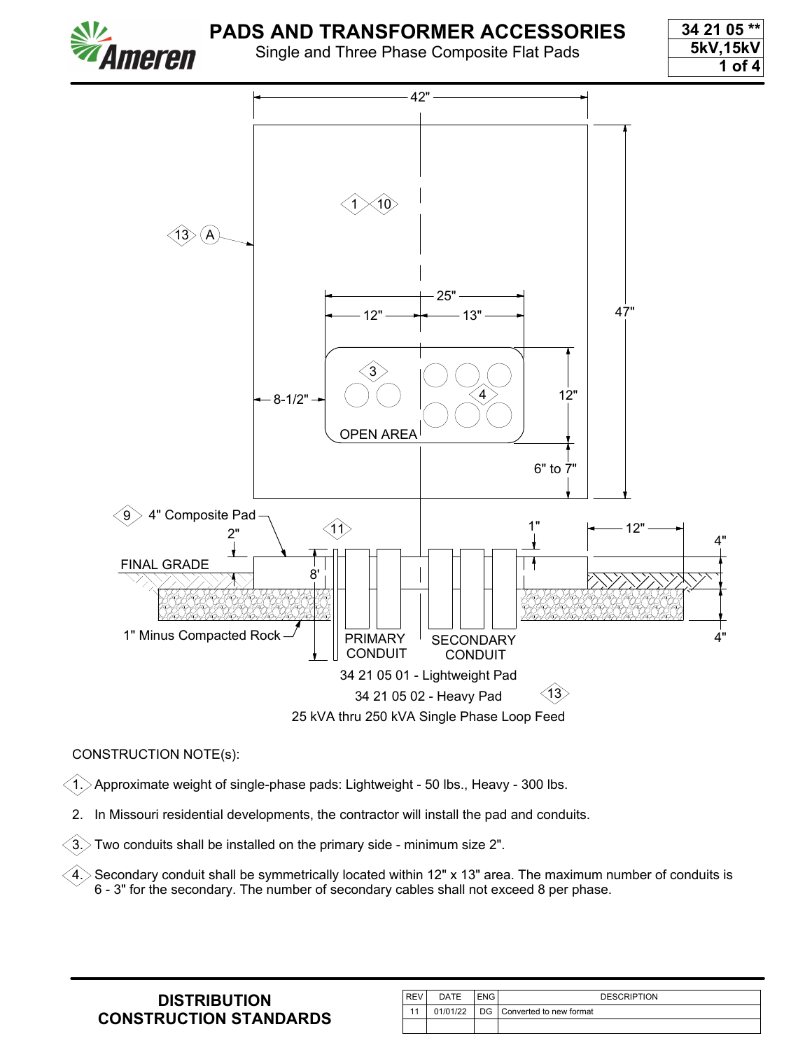# PADS AND TRANSFORMER ACCESSORIES

Single and Three Phase Composite Flat Pads

34 21 05 **
5kV,15kV

42"

47"

25"

12" 13"

8-1/2"

12"

6" to 7"

OPEN AREA

4" Composite Pad

2"

FINAL GRADE

8'

1"

12"

4"

4"

1" Minus Compacted Rock

PRIMARY CONDUIT

SECONDARY CONDUIT

34 21 05 01 - Lightweight Pad

34 21 05 02 - Heavy Pad

25 kVA thru 250 kVA Single Phase Loop Feed

CONSTRUCTION NOTE(s):

1. Approximate weight of single-phase pads: Lightweight - 50 lbs., Heavy - 300 lbs.
2. In Missouri residential developments, the contractor will install the pad and conduits.
3. Two conduits shall be installed on the primary side - minimum size 2".
4. Secondary conduit shall be symmetrically located within 12" x 13" area. The maximum number of conduits is 6 - 3" for the secondary. The number of secondary cables shall not exceed 8 per phase.

**DISTRIBUTION CONSTRUCTION STANDARDS**

| REV | DATE | ENG | DESCRIPTION |
| --- | --- | --- | --- |
| 11 | 01/01/22 | DG | Converted to new format |
| | | | |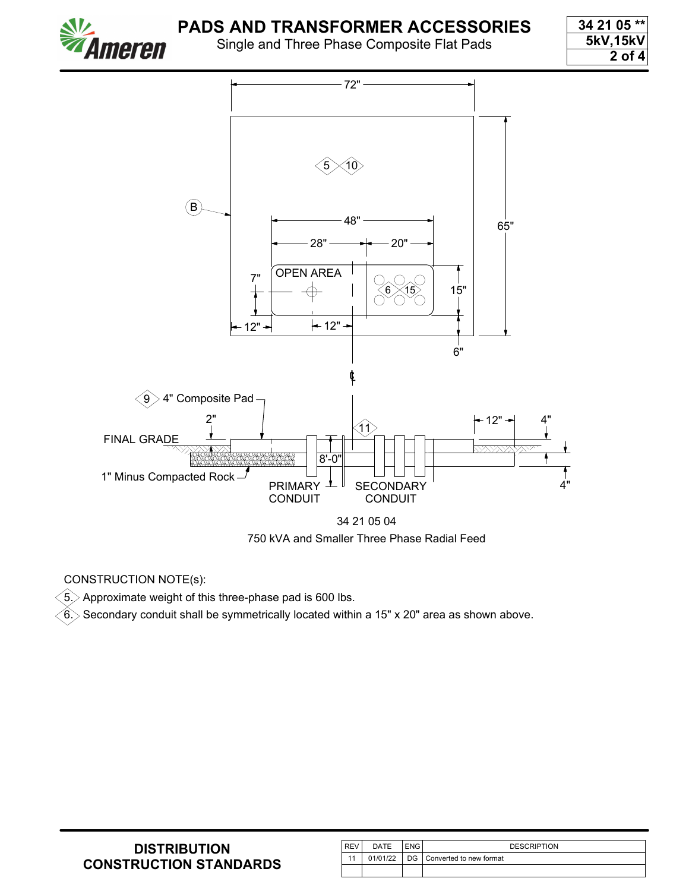# PADS AND TRANSFORMER ACCESSORIES

Single and Three Phase Composite Flat Pads

34 21 05 **
5kV,15kV

72"

5 10

B

48"

28" 20"

OPEN AREA

7"

6 15

15"

65"

12" 12"

6"

℄

9 4" Composite Pad

2"

FINAL GRADE

11

12" 4"

8'-0"

1" Minus Compacted Rock

PRIMARY CONDUIT

SECONDARY CONDUIT

4"

34 21 05 04

750 kVA and Smaller Three Phase Radial Feed

CONSTRUCTION NOTE(s):

5. Approximate weight of this three-phase pad is 600 lbs.

6. Secondary conduit shall be symmetrically located within a 15" x 20" area as shown above.

**DISTRIBUTION CONSTRUCTION STANDARDS**

| REV | DATE | ENG | DESCRIPTION |
|---|---|---|---|
| 11 | 01/01/22 | DG | Converted to new format |
| | | | |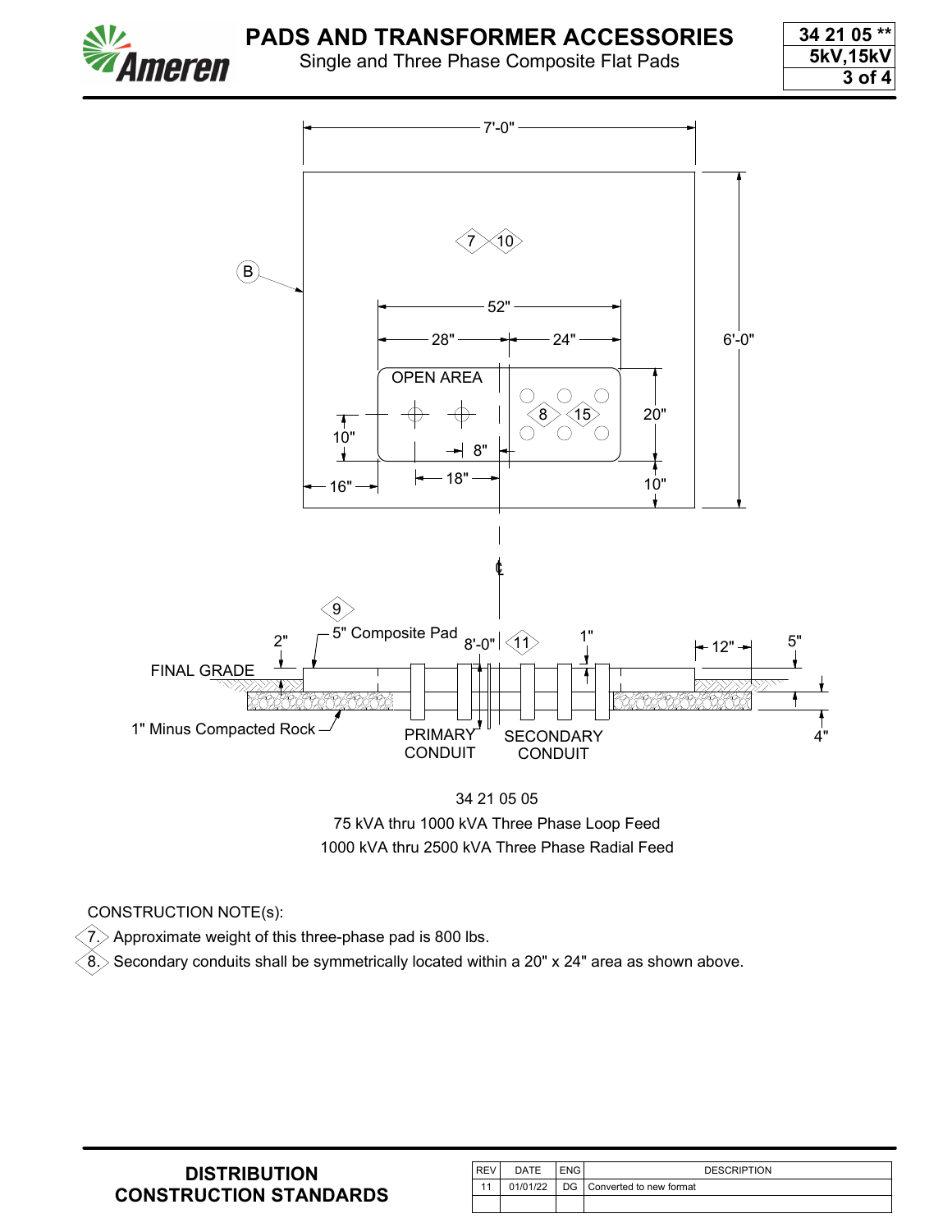# PADS AND TRANSFORMER ACCESSORIES

Single and Three Phase Composite Flat Pads

34 21 05 **
5kV,15kV

7'-0"

B

7 10

52"

28" 24"

6'-0"

OPEN AREA

8 15

20"

10"

8"

16" 18"

10"

℄

9

2" 5" Composite Pad 8'-0" 11 1" 12" 5"

FINAL GRADE

1" Minus Compacted Rock

PRIMARY CONDUIT

SECONDARY CONDUIT

4"

34 21 05 05

75 kVA thru 1000 kVA Three Phase Loop Feed

1000 kVA thru 2500 kVA Three Phase Radial Feed

CONSTRUCTION NOTE(s):

7. Approximate weight of this three-phase pad is 800 lbs.

8. Secondary conduits shall be symmetrically located within a 20" x 24" area as shown above.

**DISTRIBUTION CONSTRUCTION STANDARDS**

| REV | DATE | ENG | DESCRIPTION |
|---|---|---|---|
| 11 | 01/01/22 | DG | Converted to new format |
| | | | |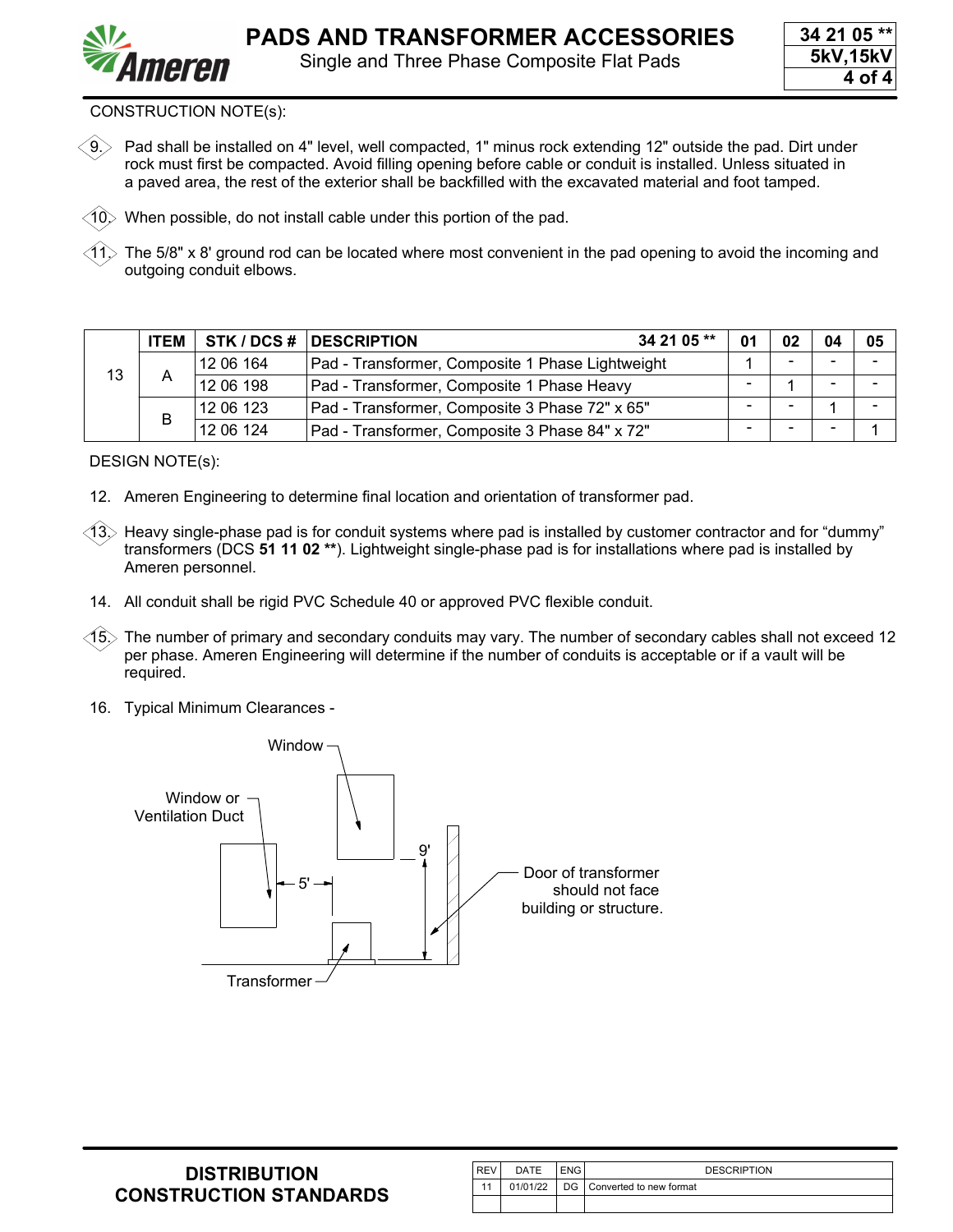# PADS AND TRANSFORMER ACCESSORIES

Single and Three Phase Composite Flat Pads

34 21 05 **
5kV,15kV

CONSTRUCTION NOTE(s):

9. Pad shall be installed on 4" level, well compacted, 1" minus rock extending 12" outside the pad. Dirt under rock must first be compacted. Avoid filling opening before cable or conduit is installed. Unless situated in a paved area, the rest of the exterior shall be backfilled with the excavated material and foot tamped.

10. When possible, do not install cable under this portion of the pad.

11. The 5/8" x 8' ground rod can be located where most convenient in the pad opening to avoid the incoming and outgoing conduit elbows.

| | ITEM | STK / DCS # | DESCRIPTION 34 21 05 ** | 01 | 02 | 04 | 05 |
|---|---|---|---|---|---|---|---|
| 13 | A | 12 06 164 | Pad - Transformer, Composite 1 Phase Lightweight | 1 | - | - | - |
| | | 12 06 198 | Pad - Transformer, Composite 1 Phase Heavy | - | 1 | - | - |
| | B | 12 06 123 | Pad - Transformer, Composite 3 Phase 72" x 65" | - | - | 1 | - |
| | | 12 06 124 | Pad - Transformer, Composite 3 Phase 84" x 72" | - | - | - | 1 |

DESIGN NOTE(s):

12. Ameren Engineering to determine final location and orientation of transformer pad.

13. Heavy single-phase pad is for conduit systems where pad is installed by customer contractor and for "dummy" transformers (DCS **51 11 02 ****). Lightweight single-phase pad is for installations where pad is installed by Ameren personnel.

14. All conduit shall be rigid PVC Schedule 40 or approved PVC flexible conduit.

15. The number of primary and secondary conduits may vary. The number of secondary cables shall not exceed 12 per phase. Ameren Engineering will determine if the number of conduits is acceptable or if a vault will be required.

16. Typical Minimum Clearances -

Window

Window or Ventilation Duct

5'

9'

Door of transformer should not face building or structure.

Transformer

**DISTRIBUTION CONSTRUCTION STANDARDS**

| REV | DATE | ENG | DESCRIPTION |
|---|---|---|---|
| 11 | 01/01/22 | DG | Converted to new format |
| | | | |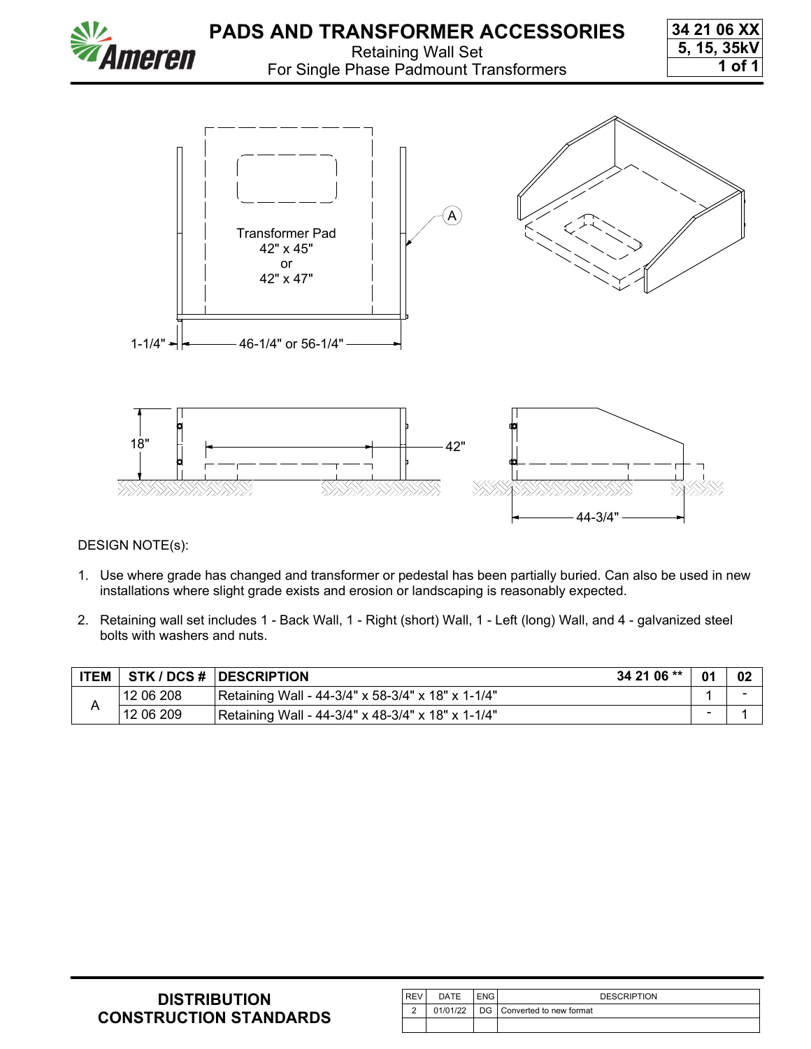# PADS AND TRANSFORMER ACCESSORIES

Retaining Wall Set
For Single Phase Padmount Transformers

34 21 06 XX
5, 15, 35kV

Transformer Pad
42" x 45"
or
42" x 47"

A

1-1/4"

46-1/4" or 56-1/4"

18"

42"

44-3/4"

DESIGN NOTE(s):

1. Use where grade has changed and transformer or pedestal has been partially buried. Can also be used in new installations where slight grade exists and erosion or landscaping is reasonably expected.

2. Retaining wall set includes 1 - Back Wall, 1 - Right (short) Wall, 1 - Left (long) Wall, and 4 - galvanized steel bolts with washers and nuts.

| ITEM | STK / DCS # | DESCRIPTION 34 21 06 ** | 01 | 02 |
|---|---|---|---|---|
| A | 12 06 208 | Retaining Wall - 44-3/4" x 58-3/4" x 18" x 1-1/4" | 1 | - |
| | 12 06 209 | Retaining Wall - 44-3/4" x 48-3/4" x 18" x 1-1/4" | - | 1 |

DISTRIBUTION
CONSTRUCTION STANDARDS

| REV | DATE | ENG | DESCRIPTION |
|---|---|---|---|
| 2 | 01/01/22 | DG | Converted to new format |
| | | | |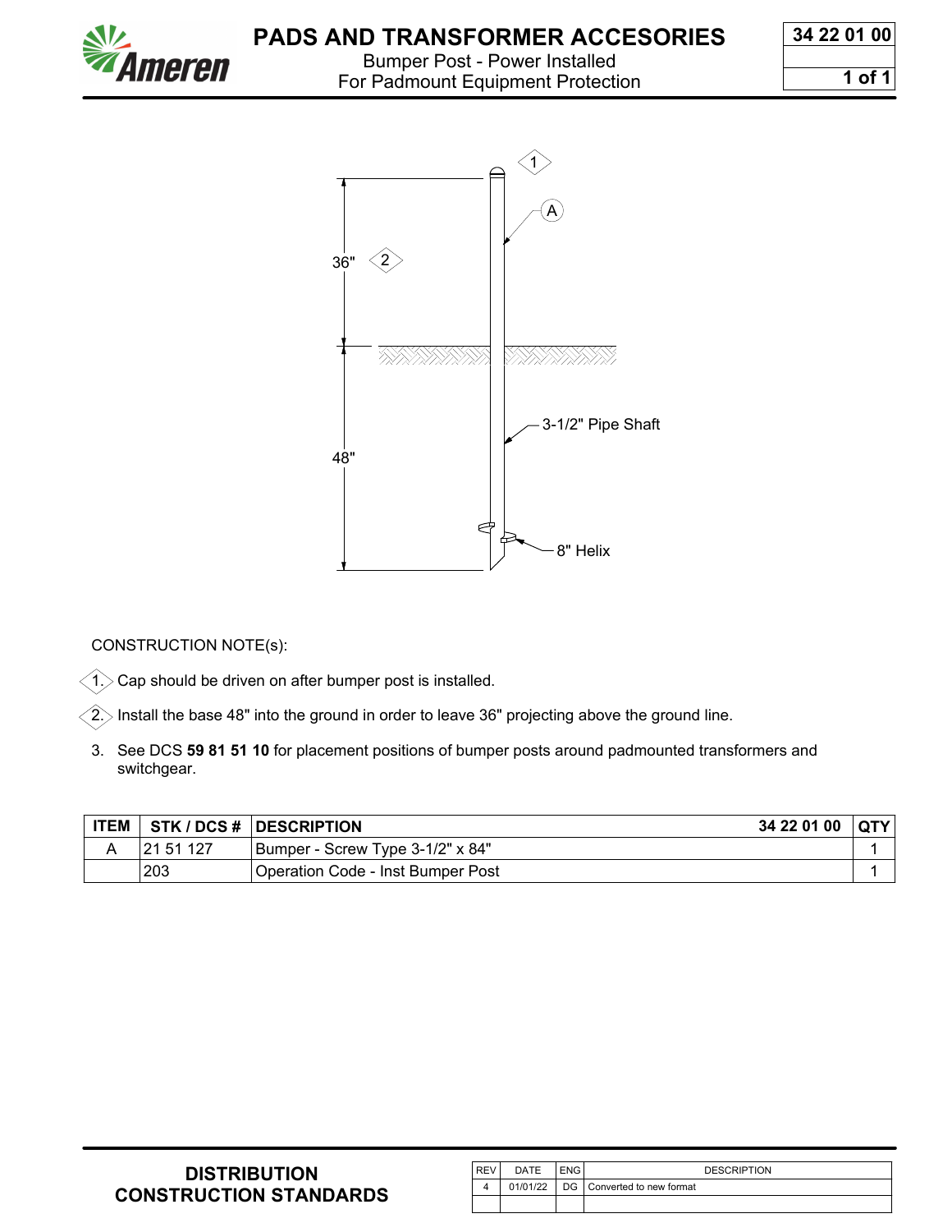# PADS AND TRANSFORMER ACCESORIES

Bumper Post - Power Installed
For Padmount Equipment Protection

34 22 01 00

1

A

36"

2

3-1/2" Pipe Shaft

48"

8" Helix

CONSTRUCTION NOTE(s):

1. Cap should be driven on after bumper post is installed.
2. Install the base 48" into the ground in order to leave 36" projecting above the ground line.
3. See DCS **59 81 51 10** for placement positions of bumper posts around padmounted transformers and switchgear.

| ITEM | STK / DCS # | DESCRIPTION 34 22 01 00 | QTY |
|---|---|---|---|
| A | 21 51 127 | Bumper - Screw Type 3-1/2" x 84" | 1 |
| | 203 | Operation Code - Inst Bumper Post | 1 |

**DISTRIBUTION CONSTRUCTION STANDARDS**

| REV | DATE | ENG | DESCRIPTION |
|---|---|---|---|
| 4 | 01/01/22 | DG | Converted to new format |
| | | | |